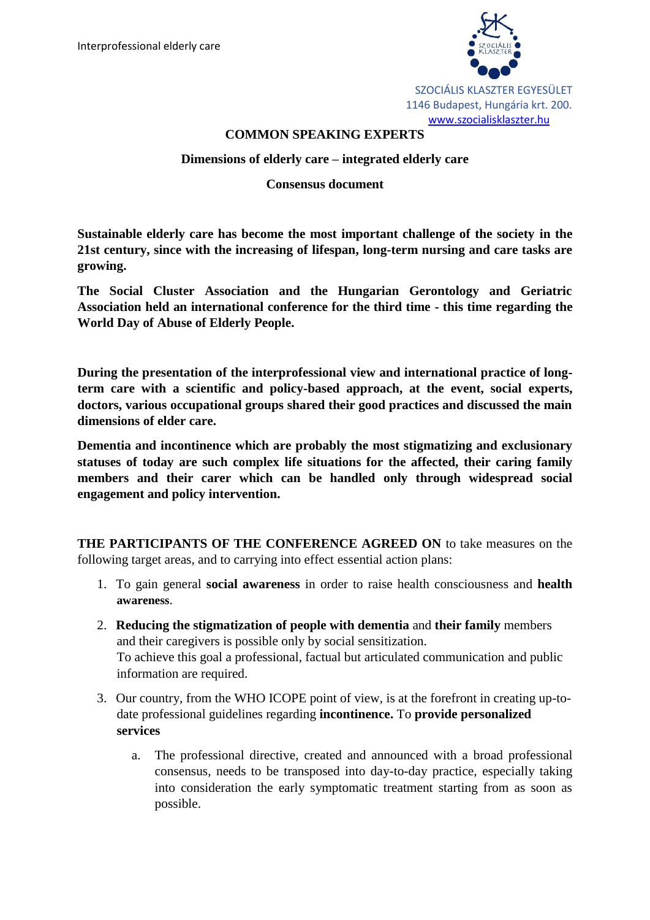SZOCIÁLIS KLASZTER EGYESÜLET
1146 Budapest, Hungária krt. 200.
www.szocialisklaszter.hu

# COMMON SPEAKING EXPERTS

## Dimensions of elderly care – integrated elderly care

## Consensus document

**Sustainable elderly care has become the most important challenge of the society in the 21st century, since with the increasing of lifespan, long-term nursing and care tasks are growing.**

**The Social Cluster Association and the Hungarian Gerontology and Geriatric Association held an international conference for the third time - this time regarding the World Day of Abuse of Elderly People.**

**During the presentation of the interprofessional view and international practice of long-term care with a scientific and policy-based approach, at the event, social experts, doctors, various occupational groups shared their good practices and discussed the main dimensions of elder care.**

**Dementia and incontinence which are probably the most stigmatizing and exclusionary statuses of today are such complex life situations for the affected, their caring family members and their carer which can be handled only through widespread social engagement and policy intervention.**

**THE PARTICIPANTS OF THE CONFERENCE AGREED ON** to take measures on the following target areas, and to carrying into effect essential action plans:

1. To gain general **social awareness** in order to raise health consciousness and **health awareness**.
2. **Reducing the stigmatization of people with dementia** and **their family** members and their caregivers is possible only by social sensitization.
   To achieve this goal a professional, factual but articulated communication and public information are required.
3. Our country, from the WHO ICOPE point of view, is at the forefront in creating up-to-date professional guidelines regarding **incontinence.** To **provide personalized services**
   a. The professional directive, created and announced with a broad professional consensus, needs to be transposed into day-to-day practice, especially taking into consideration the early symptomatic treatment starting from as soon as possible.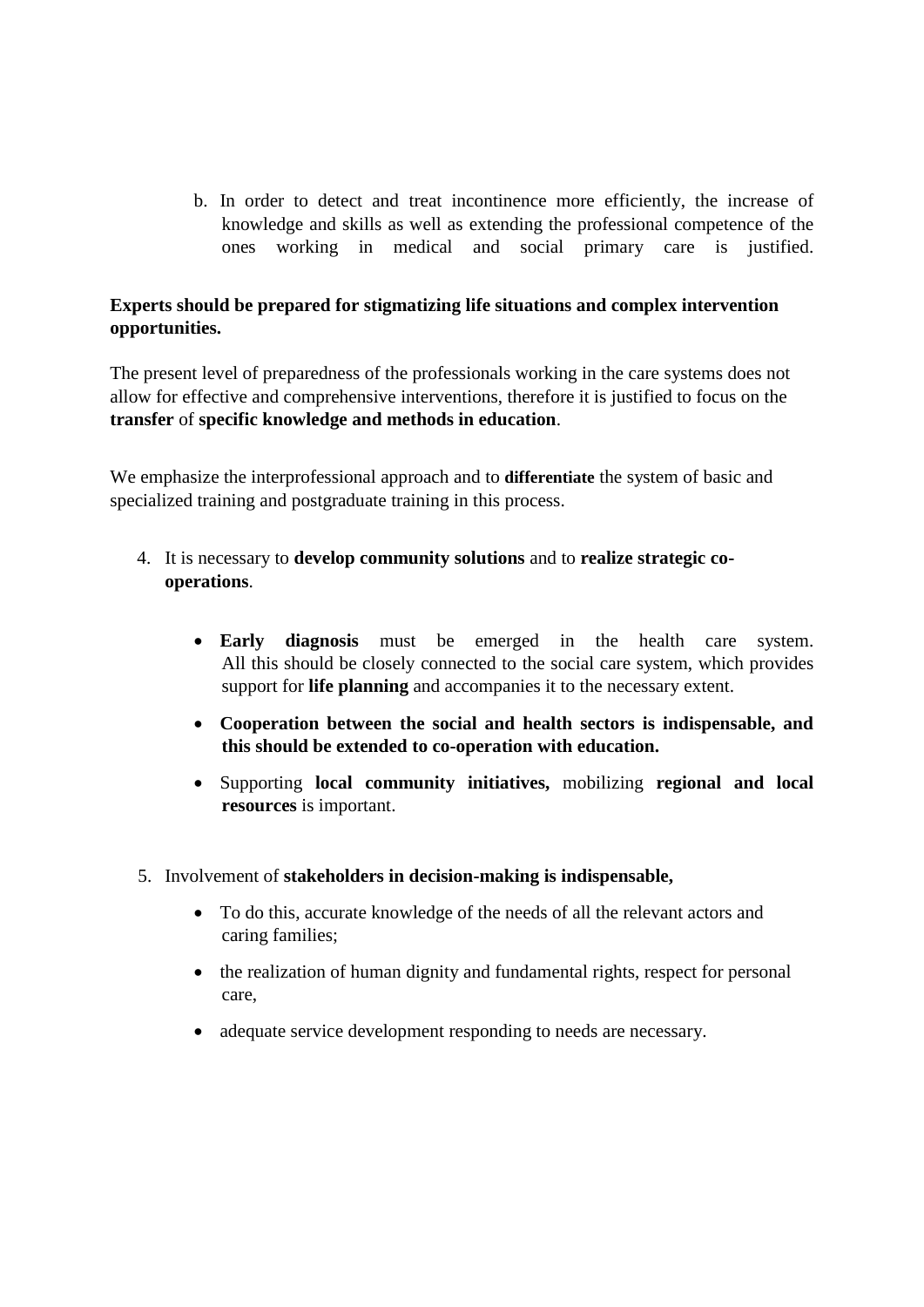b. In order to detect and treat incontinence more efficiently, the increase of knowledge and skills as well as extending the professional competence of the ones working in medical and social primary care is justified.

**Experts should be prepared for stigmatizing life situations and complex intervention opportunities.**

The present level of preparedness of the professionals working in the care systems does not allow for effective and comprehensive interventions, therefore it is justified to focus on the **transfer** of **specific knowledge and methods in education**.

We emphasize the interprofessional approach and to **differentiate** the system of basic and specialized training and postgraduate training in this process.

4. It is necessary to **develop community solutions** and to **realize strategic co-operations**.

    - **Early diagnosis** must be emerged in the health care system. All this should be closely connected to the social care system, which provides support for **life planning** and accompanies it to the necessary extent.
    - **Cooperation between the social and health sectors is indispensable, and this should be extended to co-operation with education.**
    - Supporting **local community initiatives,** mobilizing **regional and local resources** is important.

5. Involvement of **stakeholders in decision-making is indispensable,**

    - To do this, accurate knowledge of the needs of all the relevant actors and caring families;
    - the realization of human dignity and fundamental rights, respect for personal care,
    - adequate service development responding to needs are necessary.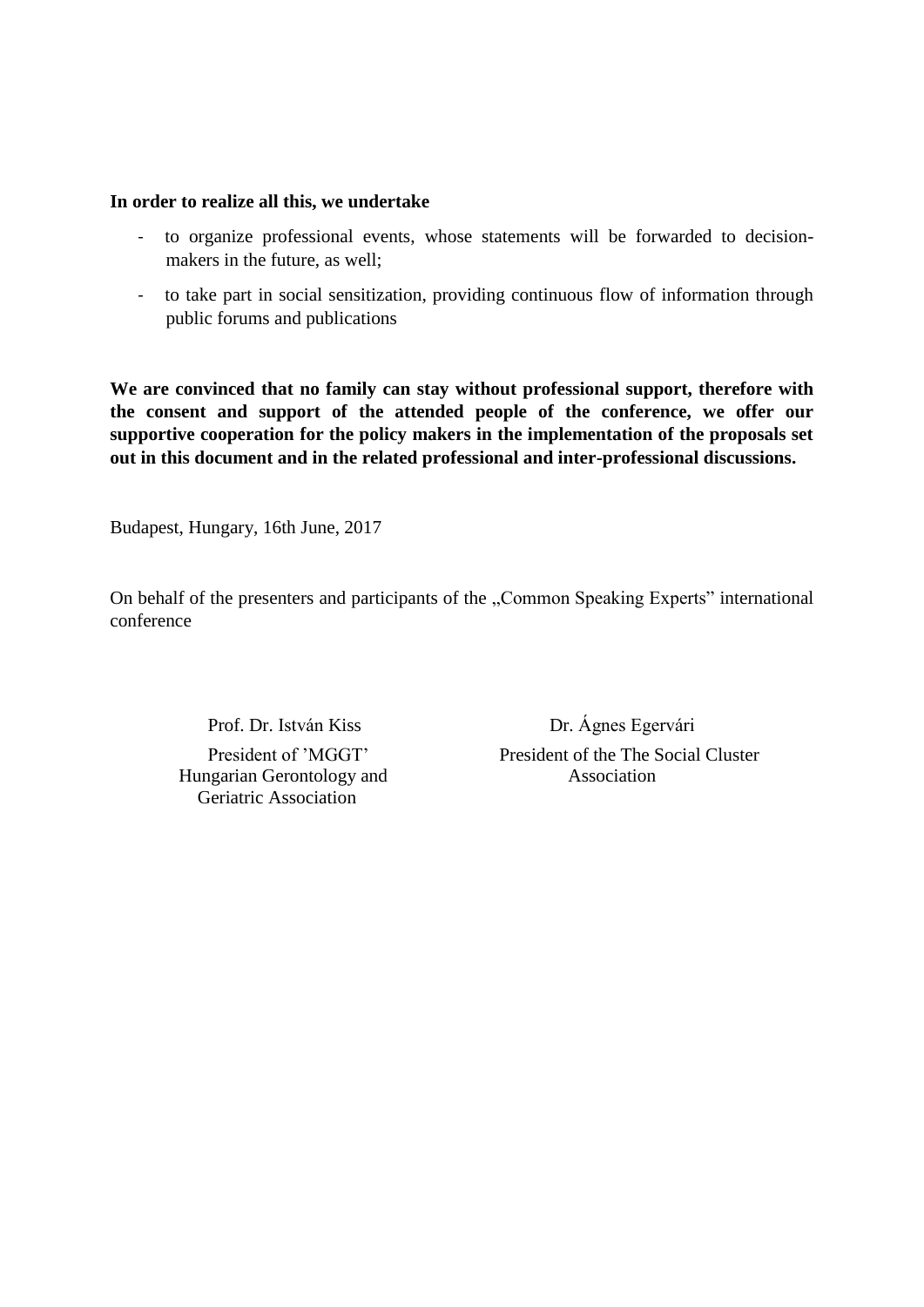**In order to realize all this, we undertake**

- to organize professional events, whose statements will be forwarded to decision-makers in the future, as well;
- to take part in social sensitization, providing continuous flow of information through public forums and publications

**We are convinced that no family can stay without professional support, therefore with the consent and support of the attended people of the conference, we offer our supportive cooperation for the policy makers in the implementation of the proposals set out in this document and in the related professional and inter-professional discussions.**

Budapest, Hungary, 16th June, 2017

On behalf of the presenters and participants of the „Common Speaking Experts” international conference

Prof. Dr. István Kiss
President of 'MGGT'
Hungarian Gerontology and Geriatric Association

Dr. Ágnes Egervári
President of the The Social Cluster Association